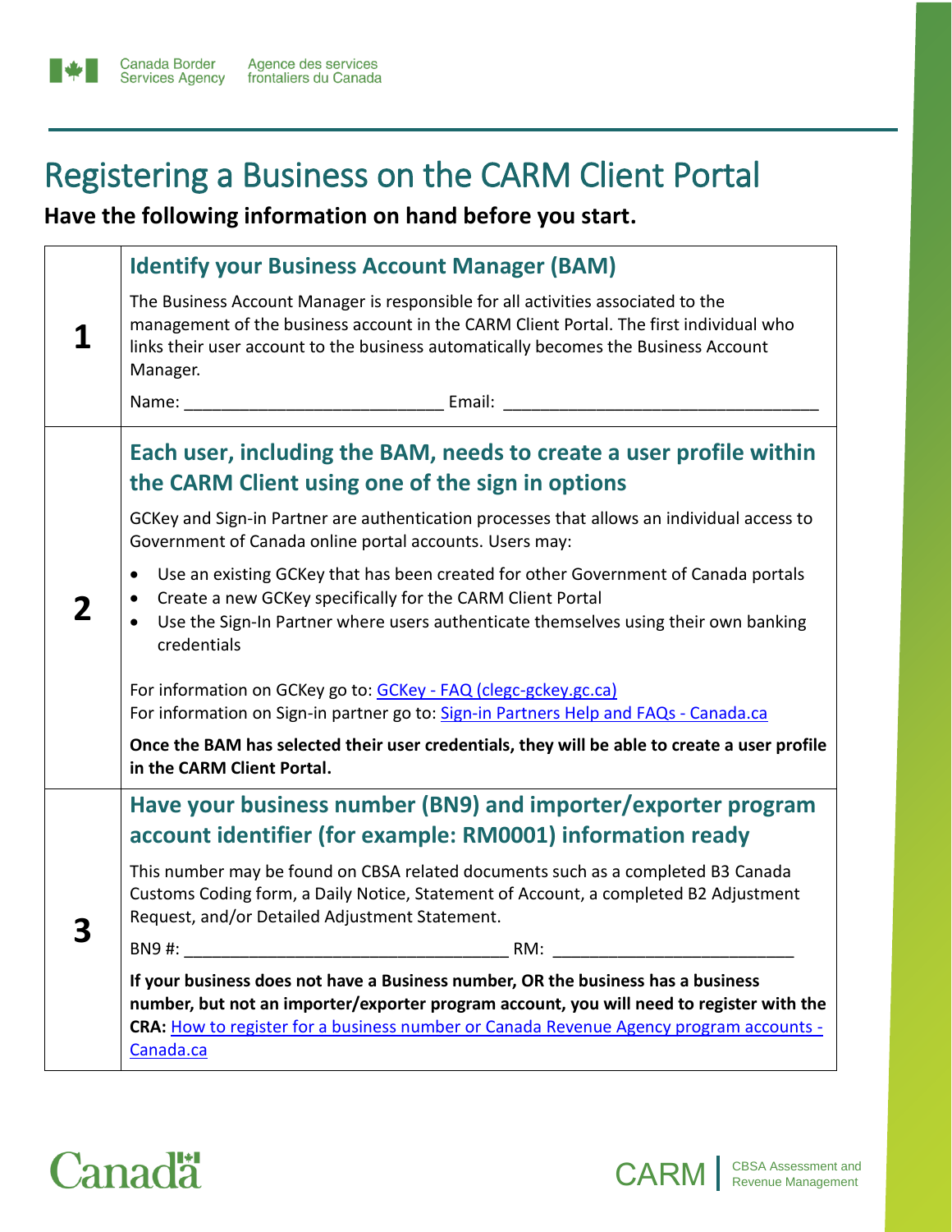# Registering a Business on the CARM Client Portal

**Have the following information on hand before you start.**

| | |
|---|---|
| **1** | **Identify your Business Account Manager (BAM)**<br><br>The Business Account Manager is responsible for all activities associated to the management of the business account in the CARM Client Portal. The first individual who links their user account to the business automatically becomes the Business Account Manager.<br><br>Name: ___________________________ Email: _________________________________ |
| **2** | **Each user, including the BAM, needs to create a user profile within the CARM Client using one of the sign in options**<br><br>GCKey and Sign-in Partner are authentication processes that allows an individual access to Government of Canada online portal accounts. Users may:<br><br>• Use an existing GCKey that has been created for other Government of Canada portals<br>• Create a new GCKey specifically for the CARM Client Portal<br>• Use the Sign-In Partner where users authenticate themselves using their own banking credentials<br><br>For information on GCKey go to: GCKey - FAQ (clegc-gckey.gc.ca)<br>For information on Sign-in partner go to: Sign-in Partners Help and FAQs - Canada.ca<br><br>**Once the BAM has selected their user credentials, they will be able to create a user profile in the CARM Client Portal.** |
| **3** | **Have your business number (BN9) and importer/exporter program account identifier (for example: RM0001) information ready**<br><br>This number may be found on CBSA related documents such as a completed B3 Canada Customs Coding form, a Daily Notice, Statement of Account, a completed B2 Adjustment Request, and/or Detailed Adjustment Statement.<br><br>BN9 #: __________________________________ RM: _________________________<br><br>**If your business does not have a Business number, OR the business has a business number, but not an importer/exporter program account, you will need to register with the CRA:** How to register for a business number or Canada Revenue Agency program accounts - Canada.ca |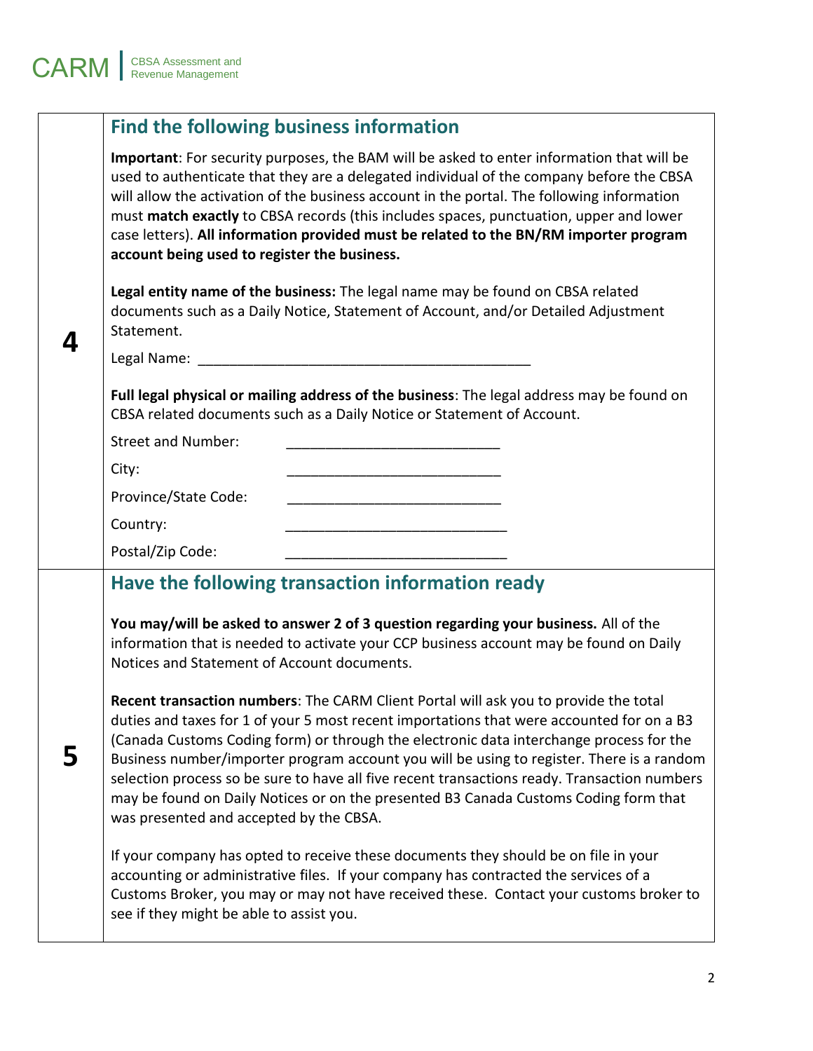| | |
|---|---|
| **4** | **Find the following business information**<br><br>**Important**: For security purposes, the BAM will be asked to enter information that will be used to authenticate that they are a delegated individual of the company before the CBSA will allow the activation of the business account in the portal. The following information must **match exactly** to CBSA records (this includes spaces, punctuation, upper and lower case letters). **All information provided must be related to the BN/RM importer program account being used to register the business.**<br><br>**Legal entity name of the business:** The legal name may be found on CBSA related documents such as a Daily Notice, Statement of Account, and/or Detailed Adjustment Statement.<br><br>Legal Name: ___________________________________________<br><br>**Full legal physical or mailing address of the business**: The legal address may be found on CBSA related documents such as a Daily Notice or Statement of Account.<br><br>Street and Number: ___________________________<br>City: ___________________________<br>Province/State Code: ___________________________<br>Country: ___________________________<br>Postal/Zip Code: ___________________________ |
| **5** | **Have the following transaction information ready**<br><br>**You may/will be asked to answer 2 of 3 question regarding your business.** All of the information that is needed to activate your CCP business account may be found on Daily Notices and Statement of Account documents.<br><br>**Recent transaction numbers**: The CARM Client Portal will ask you to provide the total duties and taxes for 1 of your 5 most recent importations that were accounted for on a B3 (Canada Customs Coding form) or through the electronic data interchange process for the Business number/importer program account you will be using to register. There is a random selection process so be sure to have all five recent transactions ready. Transaction numbers may be found on Daily Notices or on the presented B3 Canada Customs Coding form that was presented and accepted by the CBSA.<br><br>If your company has opted to receive these documents they should be on file in your accounting or administrative files. If your company has contracted the services of a Customs Broker, you may or may not have received these. Contact your customs broker to see if they might be able to assist you. |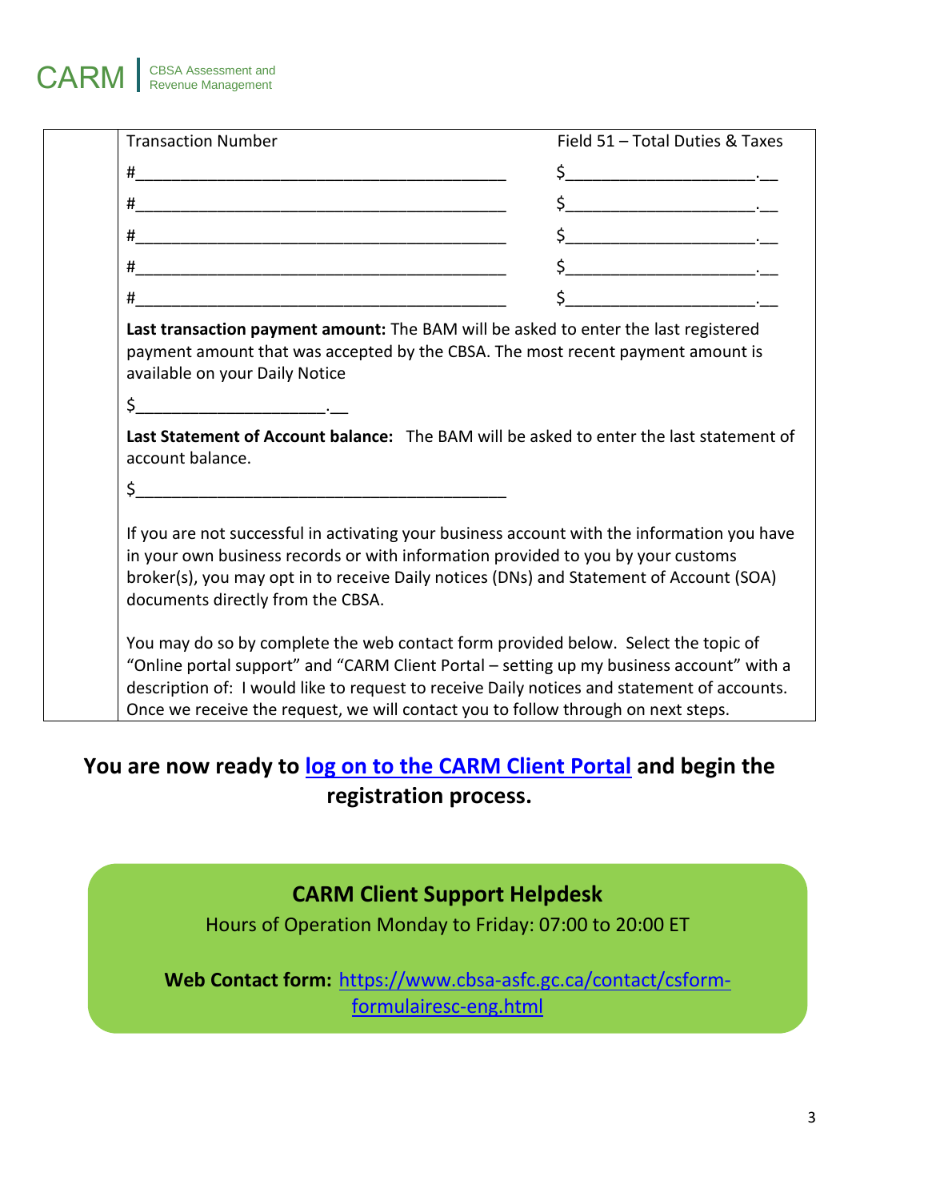| Transaction Number | Field 51 – Total Duties & Taxes |
|---|---|
| #__________________________________________ | $_____________________.__ |
| #__________________________________________ | $_____________________.__ |
| #__________________________________________ | $_____________________.__ |
| #__________________________________________ | $_____________________.__ |
| #__________________________________________ | $_____________________.__ |

**Last transaction payment amount:** The BAM will be asked to enter the last registered payment amount that was accepted by the CBSA. The most recent payment amount is available on your Daily Notice

$____________________.__

**Last Statement of Account balance:** The BAM will be asked to enter the last statement of account balance.

$__________________________________________

If you are not successful in activating your business account with the information you have in your own business records or with information provided to you by your customs broker(s), you may opt in to receive Daily notices (DNs) and Statement of Account (SOA) documents directly from the CBSA.

You may do so by complete the web contact form provided below. Select the topic of "Online portal support" and "CARM Client Portal – setting up my business account" with a description of: I would like to request to receive Daily notices and statement of accounts. Once we receive the request, we will contact you to follow through on next steps.

## You are now ready to log on to the CARM Client Portal and begin the registration process.

### CARM Client Support Helpdesk

Hours of Operation Monday to Friday: 07:00 to 20:00 ET

**Web Contact form:** https://www.cbsa-asfc.gc.ca/contact/csform-formulairesc-eng.html